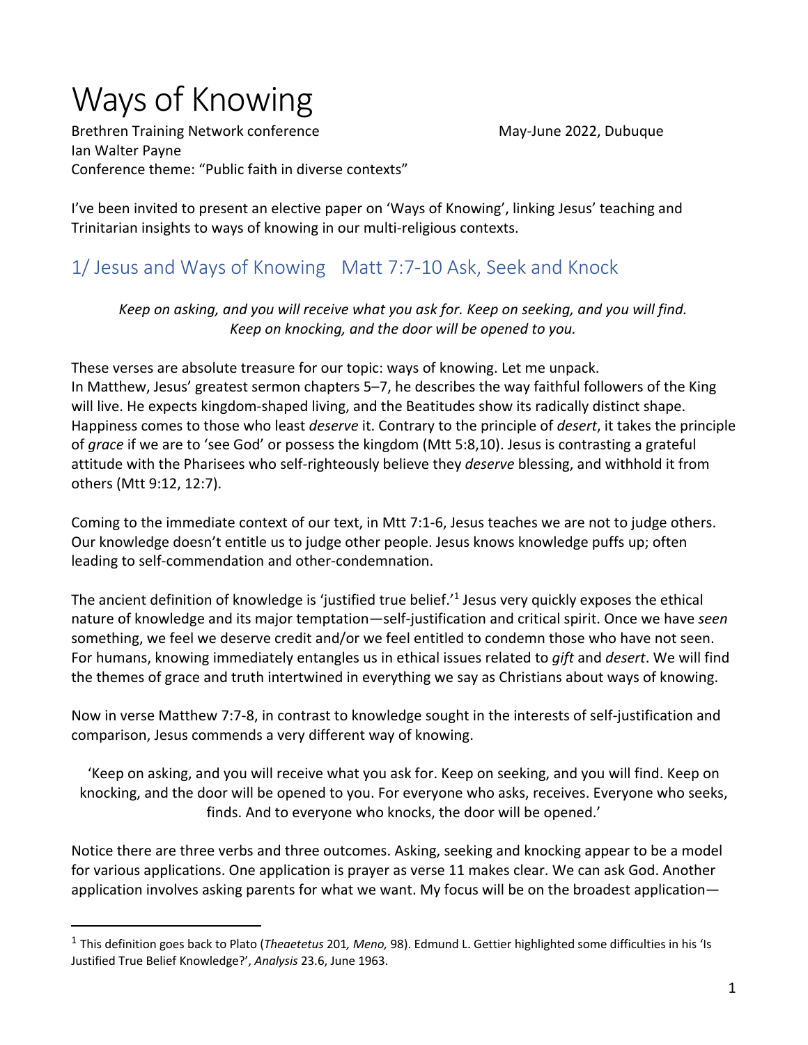# Ways of Knowing

Brethren Training Network conference May-June 2022, Dubuque
Ian Walter Payne
Conference theme: "Public faith in diverse contexts"

I've been invited to present an elective paper on 'Ways of Knowing', linking Jesus' teaching and Trinitarian insights to ways of knowing in our multi-religious contexts.

## 1/ Jesus and Ways of Knowing Matt 7:7-10 Ask, Seek and Knock

*Keep on asking, and you will receive what you ask for. Keep on seeking, and you will find. Keep on knocking, and the door will be opened to you.*

These verses are absolute treasure for our topic: ways of knowing. Let me unpack.
In Matthew, Jesus' greatest sermon chapters 5–7, he describes the way faithful followers of the King will live. He expects kingdom-shaped living, and the Beatitudes show its radically distinct shape. Happiness comes to those who least *deserve* it. Contrary to the principle of *desert*, it takes the principle of *grace* if we are to 'see God' or possess the kingdom (Mtt 5:8,10). Jesus is contrasting a grateful attitude with the Pharisees who self-righteously believe they *deserve* blessing, and withhold it from others (Mtt 9:12, 12:7).

Coming to the immediate context of our text, in Mtt 7:1-6, Jesus teaches we are not to judge others. Our knowledge doesn't entitle us to judge other people. Jesus knows knowledge puffs up; often leading to self-commendation and other-condemnation.

The ancient definition of knowledge is 'justified true belief.'[1] Jesus very quickly exposes the ethical nature of knowledge and its major temptation—self-justification and critical spirit. Once we have *seen* something, we feel we deserve credit and/or we feel entitled to condemn those who have not seen. For humans, knowing immediately entangles us in ethical issues related to *gift* and *desert*. We will find the themes of grace and truth intertwined in everything we say as Christians about ways of knowing.

Now in verse Matthew 7:7-8, in contrast to knowledge sought in the interests of self-justification and comparison, Jesus commends a very different way of knowing.

> 'Keep on asking, and you will receive what you ask for. Keep on seeking, and you will find. Keep on knocking, and the door will be opened to you. For everyone who asks, receives. Everyone who seeks, finds. And to everyone who knocks, the door will be opened.'

Notice there are three verbs and three outcomes. Asking, seeking and knocking appear to be a model for various applications. One application is prayer as verse 11 makes clear. We can ask God. Another application involves asking parents for what we want. My focus will be on the broadest application—

[1] This definition goes back to Plato (*Theaetetus* 201*, Meno,* 98). Edmund L. Gettier highlighted some difficulties in his 'Is Justified True Belief Knowledge?', *Analysis* 23.6, June 1963.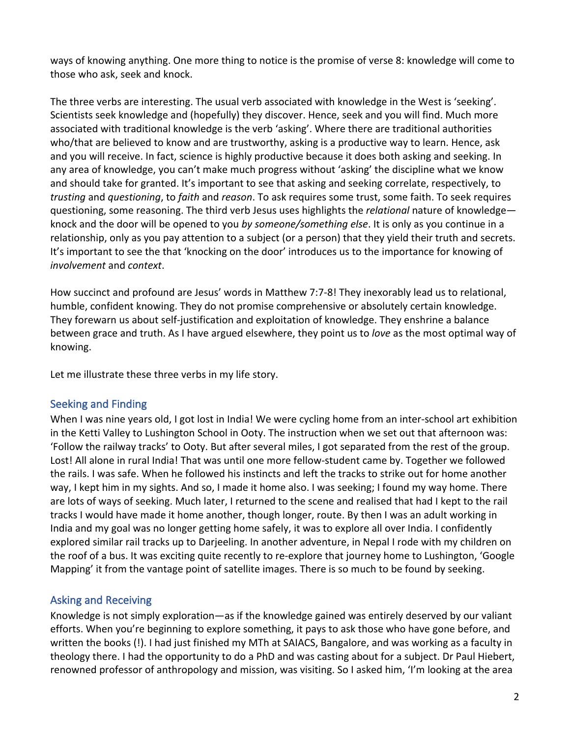ways of knowing anything. One more thing to notice is the promise of verse 8: knowledge will come to those who ask, seek and knock.

The three verbs are interesting. The usual verb associated with knowledge in the West is 'seeking'. Scientists seek knowledge and (hopefully) they discover. Hence, seek and you will find. Much more associated with traditional knowledge is the verb 'asking'. Where there are traditional authorities who/that are believed to know and are trustworthy, asking is a productive way to learn. Hence, ask and you will receive. In fact, science is highly productive because it does both asking and seeking. In any area of knowledge, you can't make much progress without 'asking' the discipline what we know and should take for granted. It's important to see that asking and seeking correlate, respectively, to *trusting* and *questioning*, to *faith* and *reason*. To ask requires some trust, some faith. To seek requires questioning, some reasoning. The third verb Jesus uses highlights the *relational* nature of knowledge—knock and the door will be opened to you *by someone/something else*. It is only as you continue in a relationship, only as you pay attention to a subject (or a person) that they yield their truth and secrets. It's important to see the that 'knocking on the door' introduces us to the importance for knowing of *involvement* and *context*.

How succinct and profound are Jesus' words in Matthew 7:7-8! They inexorably lead us to relational, humble, confident knowing. They do not promise comprehensive or absolutely certain knowledge. They forewarn us about self-justification and exploitation of knowledge. They enshrine a balance between grace and truth. As I have argued elsewhere, they point us to *love* as the most optimal way of knowing.

Let me illustrate these three verbs in my life story.

## Seeking and Finding

When I was nine years old, I got lost in India! We were cycling home from an inter-school art exhibition in the Ketti Valley to Lushington School in Ooty. The instruction when we set out that afternoon was: 'Follow the railway tracks' to Ooty. But after several miles, I got separated from the rest of the group. Lost! All alone in rural India! That was until one more fellow-student came by. Together we followed the rails. I was safe. When he followed his instincts and left the tracks to strike out for home another way, I kept him in my sights. And so, I made it home also. I was seeking; I found my way home. There are lots of ways of seeking. Much later, I returned to the scene and realised that had I kept to the rail tracks I would have made it home another, though longer, route. By then I was an adult working in India and my goal was no longer getting home safely, it was to explore all over India. I confidently explored similar rail tracks up to Darjeeling. In another adventure, in Nepal I rode with my children on the roof of a bus. It was exciting quite recently to re-explore that journey home to Lushington, 'Google Mapping' it from the vantage point of satellite images. There is so much to be found by seeking.

## Asking and Receiving

Knowledge is not simply exploration—as if the knowledge gained was entirely deserved by our valiant efforts. When you're beginning to explore something, it pays to ask those who have gone before, and written the books (!). I had just finished my MTh at SAIACS, Bangalore, and was working as a faculty in theology there. I had the opportunity to do a PhD and was casting about for a subject. Dr Paul Hiebert, renowned professor of anthropology and mission, was visiting. So I asked him, 'I'm looking at the area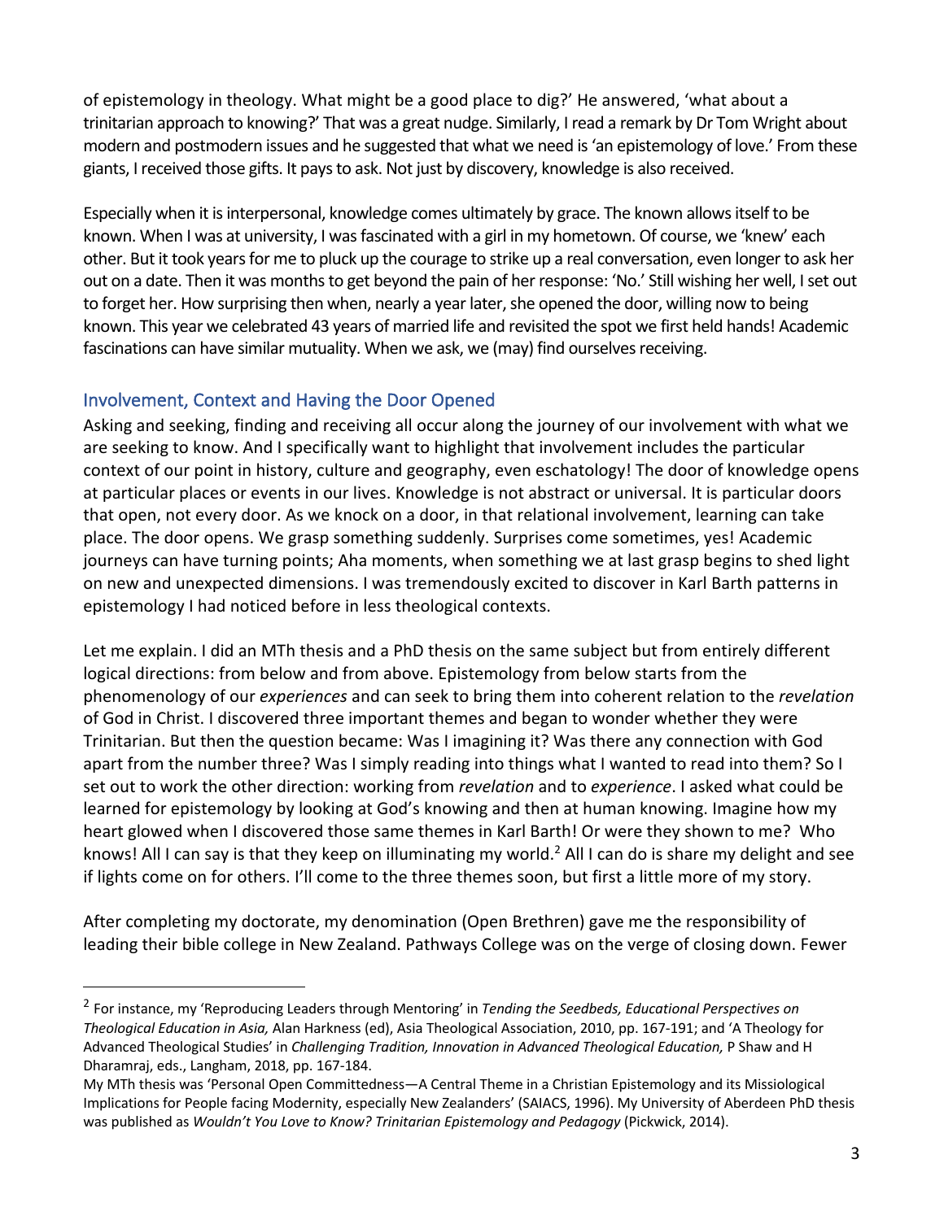of epistemology in theology. What might be a good place to dig?' He answered, 'what about a trinitarian approach to knowing?' That was a great nudge. Similarly, I read a remark by Dr Tom Wright about modern and postmodern issues and he suggested that what we need is 'an epistemology of love.' From these giants, I received those gifts. It pays to ask. Not just by discovery, knowledge is also received.

Especially when it is interpersonal, knowledge comes ultimately by grace. The known allows itself to be known. When I was at university, I was fascinated with a girl in my hometown. Of course, we 'knew' each other. But it took years for me to pluck up the courage to strike up a real conversation, even longer to ask her out on a date. Then it was months to get beyond the pain of her response: 'No.' Still wishing her well, I set out to forget her. How surprising then when, nearly a year later, she opened the door, willing now to being known. This year we celebrated 43 years of married life and revisited the spot we first held hands! Academic fascinations can have similar mutuality. When we ask, we (may) find ourselves receiving.

## Involvement, Context and Having the Door Opened

Asking and seeking, finding and receiving all occur along the journey of our involvement with what we are seeking to know. And I specifically want to highlight that involvement includes the particular context of our point in history, culture and geography, even eschatology! The door of knowledge opens at particular places or events in our lives. Knowledge is not abstract or universal. It is particular doors that open, not every door. As we knock on a door, in that relational involvement, learning can take place. The door opens. We grasp something suddenly. Surprises come sometimes, yes! Academic journeys can have turning points; Aha moments, when something we at last grasp begins to shed light on new and unexpected dimensions. I was tremendously excited to discover in Karl Barth patterns in epistemology I had noticed before in less theological contexts.

Let me explain. I did an MTh thesis and a PhD thesis on the same subject but from entirely different logical directions: from below and from above. Epistemology from below starts from the phenomenology of our *experiences* and can seek to bring them into coherent relation to the *revelation* of God in Christ. I discovered three important themes and began to wonder whether they were Trinitarian. But then the question became: Was I imagining it? Was there any connection with God apart from the number three? Was I simply reading into things what I wanted to read into them? So I set out to work the other direction: working from *revelation* and to *experience*. I asked what could be learned for epistemology by looking at God's knowing and then at human knowing. Imagine how my heart glowed when I discovered those same themes in Karl Barth! Or were they shown to me? Who knows! All I can say is that they keep on illuminating my world.[2] All I can do is share my delight and see if lights come on for others. I'll come to the three themes soon, but first a little more of my story.

After completing my doctorate, my denomination (Open Brethren) gave me the responsibility of leading their bible college in New Zealand. Pathways College was on the verge of closing down. Fewer

---

[2] For instance, my 'Reproducing Leaders through Mentoring' in *Tending the Seedbeds, Educational Perspectives on Theological Education in Asia,* Alan Harkness (ed), Asia Theological Association, 2010, pp. 167-191; and 'A Theology for Advanced Theological Studies' in *Challenging Tradition, Innovation in Advanced Theological Education,* P Shaw and H Dharamraj, eds., Langham, 2018, pp. 167-184.

My MTh thesis was 'Personal Open Committedness—A Central Theme in a Christian Epistemology and its Missiological Implications for People facing Modernity, especially New Zealanders' (SAIACS, 1996). My University of Aberdeen PhD thesis was published as *Wouldn't You Love to Know? Trinitarian Epistemology and Pedagogy* (Pickwick, 2014).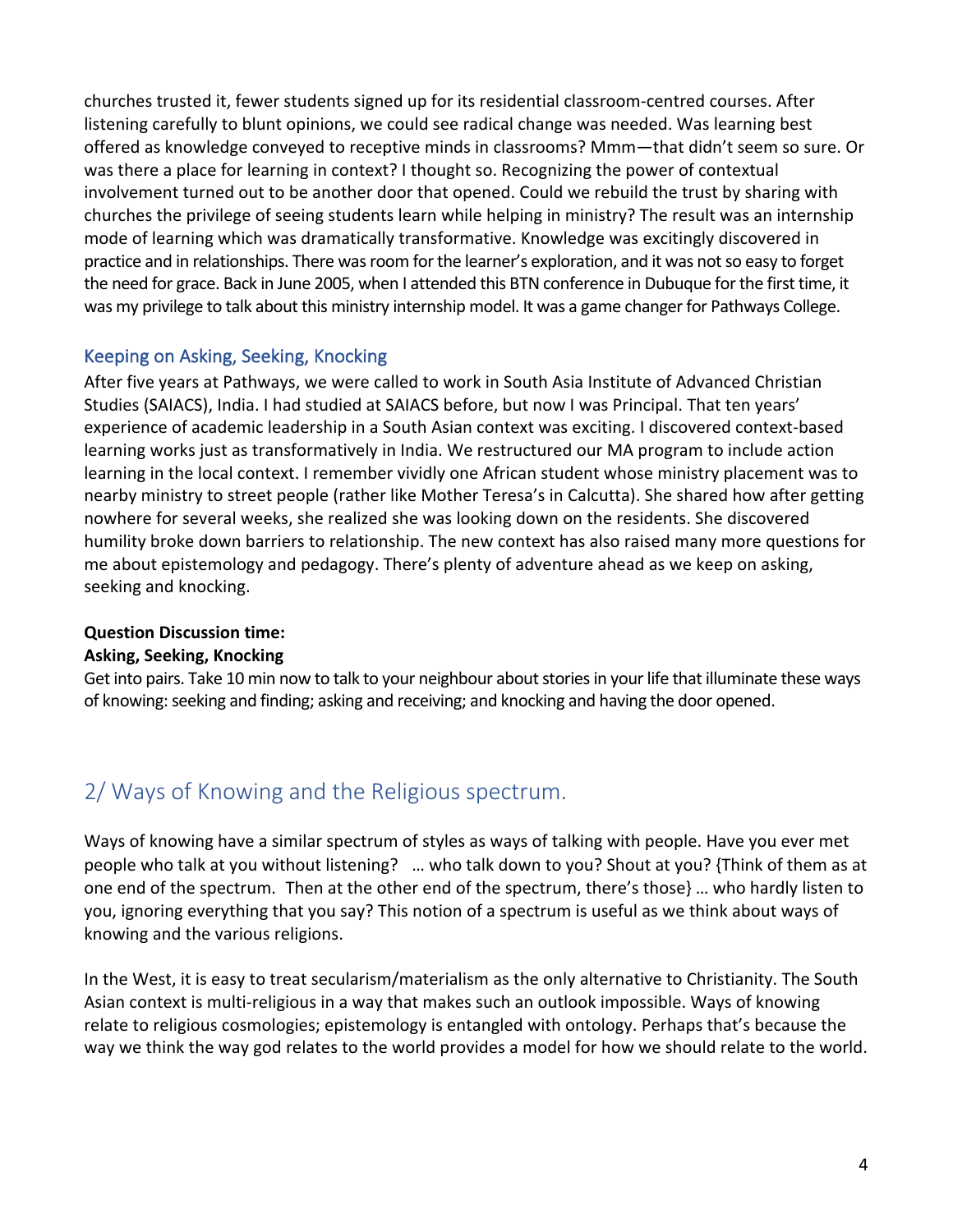churches trusted it, fewer students signed up for its residential classroom-centred courses. After listening carefully to blunt opinions, we could see radical change was needed. Was learning best offered as knowledge conveyed to receptive minds in classrooms? Mmm—that didn't seem so sure. Or was there a place for learning in context? I thought so. Recognizing the power of contextual involvement turned out to be another door that opened. Could we rebuild the trust by sharing with churches the privilege of seeing students learn while helping in ministry? The result was an internship mode of learning which was dramatically transformative. Knowledge was excitingly discovered in practice and in relationships. There was room for the learner's exploration, and it was not so easy to forget the need for grace. Back in June 2005, when I attended this BTN conference in Dubuque for the first time, it was my privilege to talk about this ministry internship model. It was a game changer for Pathways College.

### Keeping on Asking, Seeking, Knocking

After five years at Pathways, we were called to work in South Asia Institute of Advanced Christian Studies (SAIACS), India. I had studied at SAIACS before, but now I was Principal. That ten years' experience of academic leadership in a South Asian context was exciting. I discovered context-based learning works just as transformatively in India. We restructured our MA program to include action learning in the local context. I remember vividly one African student whose ministry placement was to nearby ministry to street people (rather like Mother Teresa's in Calcutta). She shared how after getting nowhere for several weeks, she realized she was looking down on the residents. She discovered humility broke down barriers to relationship. The new context has also raised many more questions for me about epistemology and pedagogy. There's plenty of adventure ahead as we keep on asking, seeking and knocking.

**Question Discussion time:**
**Asking, Seeking, Knocking**

Get into pairs. Take 10 min now to talk to your neighbour about stories in your life that illuminate these ways of knowing: seeking and finding; asking and receiving; and knocking and having the door opened.

## 2/ Ways of Knowing and the Religious spectrum.

Ways of knowing have a similar spectrum of styles as ways of talking with people. Have you ever met people who talk at you without listening? … who talk down to you? Shout at you? {Think of them as at one end of the spectrum. Then at the other end of the spectrum, there's those} … who hardly listen to you, ignoring everything that you say? This notion of a spectrum is useful as we think about ways of knowing and the various religions.

In the West, it is easy to treat secularism/materialism as the only alternative to Christianity. The South Asian context is multi-religious in a way that makes such an outlook impossible. Ways of knowing relate to religious cosmologies; epistemology is entangled with ontology. Perhaps that's because the way we think the way god relates to the world provides a model for how we should relate to the world.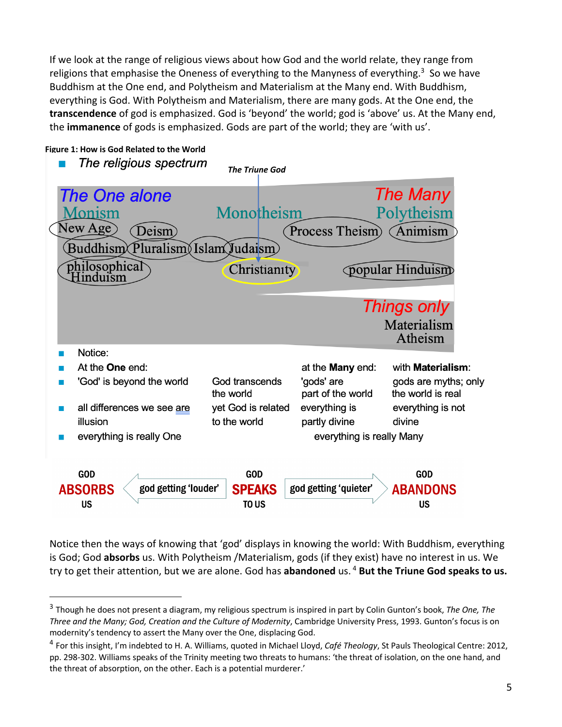If we look at the range of religious views about how God and the world relate, they range from religions that emphasise the Oneness of everything to the Manyness of everything.[3] So we have Buddhism at the One end, and Polytheism and Materialism at the Many end. With Buddhism, everything is God. With Polytheism and Materialism, there are many gods. At the One end, the **transcendence** of god is emphasized. God is 'beyond' the world; god is 'above' us. At the Many end, the **immanence** of gods is emphasized. Gods are part of the world; they are 'with us'.

**Figure 1: How is God Related to the World**

- *The religious spectrum*

*The Triune God*

*The One alone* — Monism: New Age, Deism, Buddhism, Pluralism, Islam, Judaism, philosophical Hinduism

Monotheism: Christianity

*The Many* — Polytheism: Process Theism, Animism, popular Hinduism

*Things only* — Materialism, Atheism

- Notice:
- At the **One** end:
- 'God' is beyond the world
- all differences we see are illusion
- everything is really One

God transcends the world yet God is related to the world

at the **Many** end: 'gods' are part of the world; everything is partly divine; everything is really Many

with **Materialism**: gods are myths; only the world is real; everything is not divine

GOD **ABSORBS** US ← god getting 'louder' — GOD **SPEAKS** TO US — god getting 'quieter' → GOD **ABANDONS** US

Notice then the ways of knowing that 'god' displays in knowing the world: With Buddhism, everything is God; God **absorbs** us. With Polytheism /Materialism, gods (if they exist) have no interest in us. We try to get their attention, but we are alone. God has **abandoned** us.[4] **But the Triune God speaks to us.**

---

[3] Though he does not present a diagram, my religious spectrum is inspired in part by Colin Gunton's book, *The One, The Three and the Many; God, Creation and the Culture of Modernity*, Cambridge University Press, 1993. Gunton's focus is on modernity's tendency to assert the Many over the One, displacing God.

[4] For this insight, I'm indebted to H. A. Williams, quoted in Michael Lloyd, *Café Theology*, St Pauls Theological Centre: 2012, pp. 298-302. Williams speaks of the Trinity meeting two threats to humans: 'the threat of isolation, on the one hand, and the threat of absorption, on the other. Each is a potential murderer.'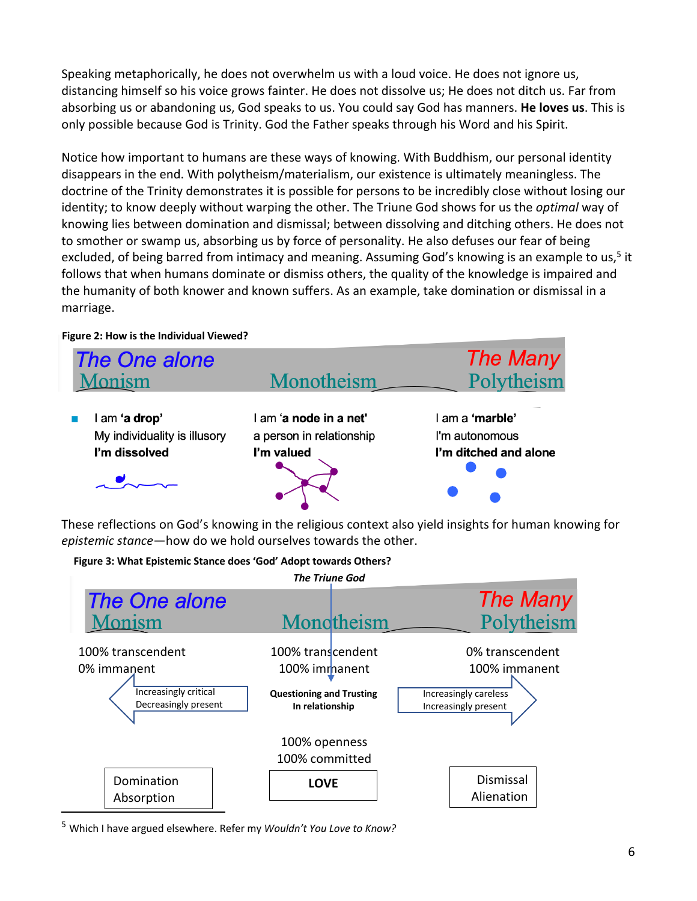Speaking metaphorically, he does not overwhelm us with a loud voice. He does not ignore us, distancing himself so his voice grows fainter. He does not dissolve us; He does not ditch us. Far from absorbing us or abandoning us, God speaks to us. You could say God has manners. **He loves us**. This is only possible because God is Trinity. God the Father speaks through his Word and his Spirit.

Notice how important to humans are these ways of knowing. With Buddhism, our personal identity disappears in the end. With polytheism/materialism, our existence is ultimately meaningless. The doctrine of the Trinity demonstrates it is possible for persons to be incredibly close without losing our identity; to know deeply without warping the other. The Triune God shows for us the *optimal* way of knowing lies between domination and dismissal; between dissolving and ditching others. He does not to smother or swamp us, absorbing us by force of personality. He also defuses our fear of being excluded, of being barred from intimacy and meaning. Assuming God's knowing is an example to us,[5] it follows that when humans dominate or dismiss others, the quality of the knowledge is impaired and the humanity of both knower and known suffers. As an example, take domination or dismissal in a marriage.

**Figure 2: How is the Individual Viewed?**

| The One alone<br>Monism | Monotheism | The Many<br>Polytheism |
|---|---|---|
| I am **'a drop'**<br>My individuality is illusory<br>**I'm dissolved** | I am **'a node in a net'**<br>a person in relationship<br>**I'm valued** | I am a **'marble'**<br>I'm autonomous<br>**I'm ditched and alone** |

These reflections on God's knowing in the religious context also yield insights for human knowing for *epistemic stance*—how do we hold ourselves towards the other.

**Figure 3: What Epistemic Stance does 'God' Adopt towards Others?**

| The One alone<br>Monism | *The Triune God*<br>Monotheism | The Many<br>Polytheism |
|---|---|---|
| 100% transcendent<br>0% immanent | 100% transcendent<br>100% immanent | 0% transcendent<br>100% immanent |
| ← Increasingly critical<br>Decreasingly present | **Questioning and Trusting In relationship** | Increasingly careless<br>Increasingly present → |
| | 100% openness<br>100% committed | |
| Domination<br>Absorption | **LOVE** | Dismissal<br>Alienation |

[5] Which I have argued elsewhere. Refer my *Wouldn't You Love to Know?*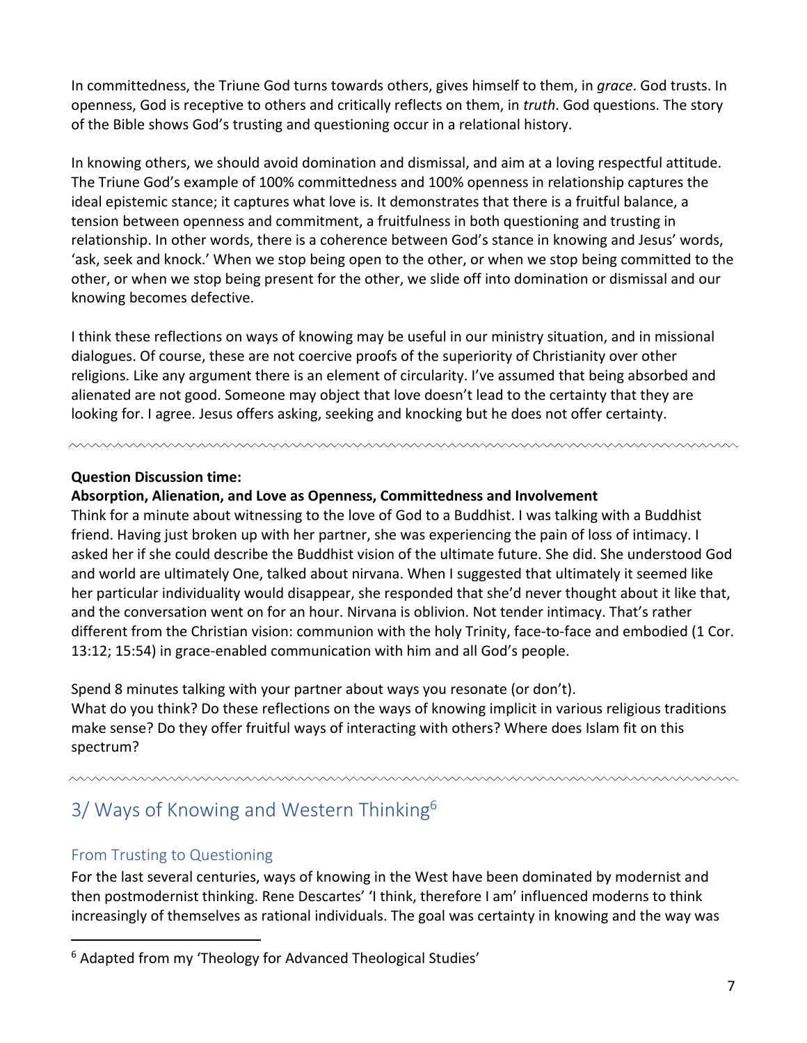In committedness, the Triune God turns towards others, gives himself to them, in *grace*. God trusts. In openness, God is receptive to others and critically reflects on them, in *truth*. God questions. The story of the Bible shows God's trusting and questioning occur in a relational history.

In knowing others, we should avoid domination and dismissal, and aim at a loving respectful attitude. The Triune God's example of 100% committedness and 100% openness in relationship captures the ideal epistemic stance; it captures what love is. It demonstrates that there is a fruitful balance, a tension between openness and commitment, a fruitfulness in both questioning and trusting in relationship. In other words, there is a coherence between God's stance in knowing and Jesus' words, 'ask, seek and knock.' When we stop being open to the other, or when we stop being committed to the other, or when we stop being present for the other, we slide off into domination or dismissal and our knowing becomes defective.

I think these reflections on ways of knowing may be useful in our ministry situation, and in missional dialogues. Of course, these are not coercive proofs of the superiority of Christianity over other religions. Like any argument there is an element of circularity. I've assumed that being absorbed and alienated are not good. Someone may object that love doesn't lead to the certainty that they are looking for. I agree. Jesus offers asking, seeking and knocking but he does not offer certainty.

---

**Question Discussion time:**

**Absorption, Alienation, and Love as Openness, Committedness and Involvement**

Think for a minute about witnessing to the love of God to a Buddhist. I was talking with a Buddhist friend. Having just broken up with her partner, she was experiencing the pain of loss of intimacy. I asked her if she could describe the Buddhist vision of the ultimate future. She did. She understood God and world are ultimately One, talked about nirvana. When I suggested that ultimately it seemed like her particular individuality would disappear, she responded that she'd never thought about it like that, and the conversation went on for an hour. Nirvana is oblivion. Not tender intimacy. That's rather different from the Christian vision: communion with the holy Trinity, face-to-face and embodied (1 Cor. 13:12; 15:54) in grace-enabled communication with him and all God's people.

Spend 8 minutes talking with your partner about ways you resonate (or don't).
What do you think? Do these reflections on the ways of knowing implicit in various religious traditions make sense? Do they offer fruitful ways of interacting with others? Where does Islam fit on this spectrum?

---

## 3/ Ways of Knowing and Western Thinking[6]

### From Trusting to Questioning

For the last several centuries, ways of knowing in the West have been dominated by modernist and then postmodernist thinking. Rene Descartes' 'I think, therefore I am' influenced moderns to think increasingly of themselves as rational individuals. The goal was certainty in knowing and the way was

[6] Adapted from my 'Theology for Advanced Theological Studies'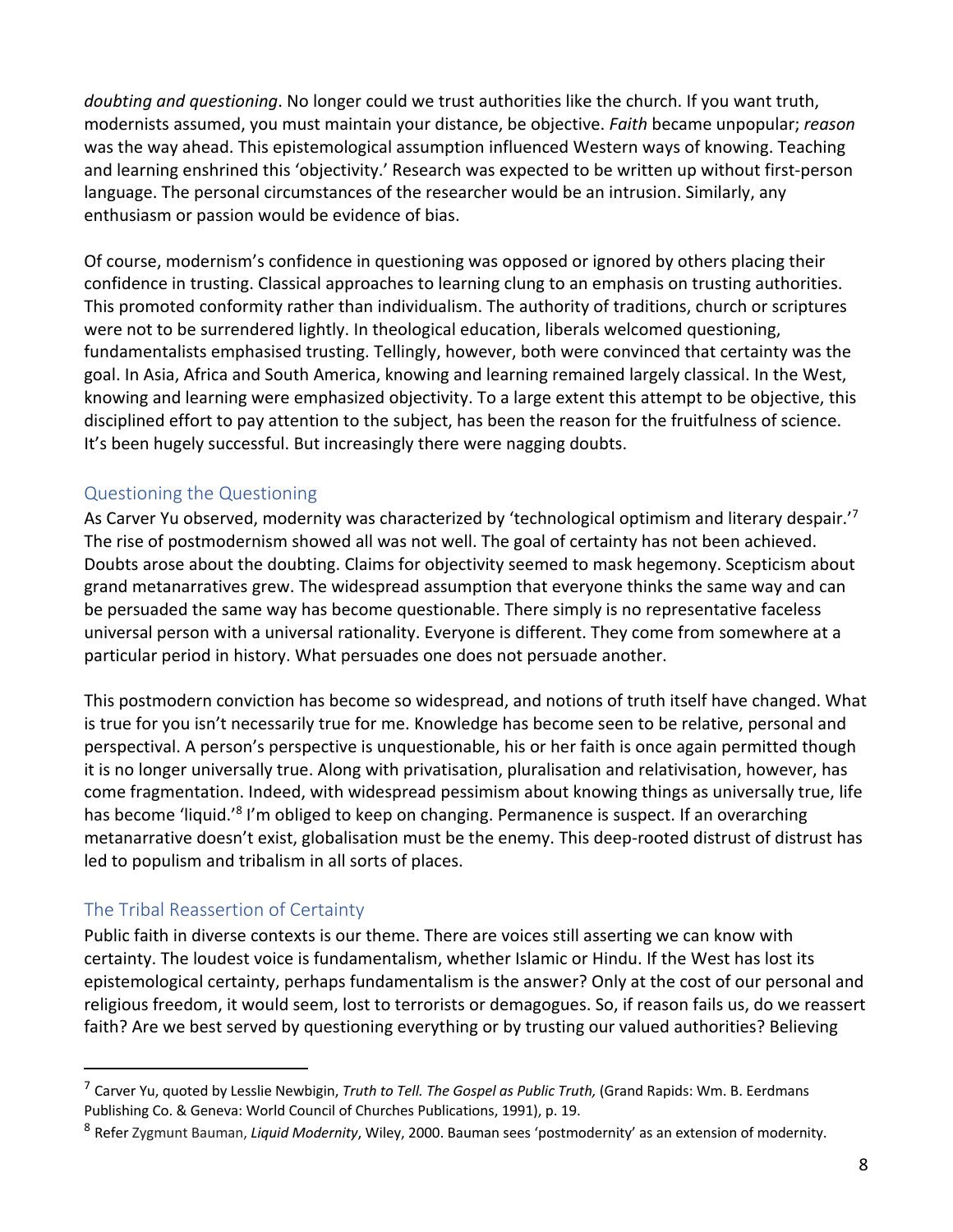*doubting and questioning*. No longer could we trust authorities like the church. If you want truth, modernists assumed, you must maintain your distance, be objective. *Faith* became unpopular; *reason* was the way ahead. This epistemological assumption influenced Western ways of knowing. Teaching and learning enshrined this 'objectivity.' Research was expected to be written up without first-person language. The personal circumstances of the researcher would be an intrusion. Similarly, any enthusiasm or passion would be evidence of bias.

Of course, modernism's confidence in questioning was opposed or ignored by others placing their confidence in trusting. Classical approaches to learning clung to an emphasis on trusting authorities. This promoted conformity rather than individualism. The authority of traditions, church or scriptures were not to be surrendered lightly. In theological education, liberals welcomed questioning, fundamentalists emphasised trusting. Tellingly, however, both were convinced that certainty was the goal. In Asia, Africa and South America, knowing and learning remained largely classical. In the West, knowing and learning were emphasized objectivity. To a large extent this attempt to be objective, this disciplined effort to pay attention to the subject, has been the reason for the fruitfulness of science. It's been hugely successful. But increasingly there were nagging doubts.

## Questioning the Questioning

As Carver Yu observed, modernity was characterized by 'technological optimism and literary despair.'[7] The rise of postmodernism showed all was not well. The goal of certainty has not been achieved. Doubts arose about the doubting. Claims for objectivity seemed to mask hegemony. Scepticism about grand metanarratives grew. The widespread assumption that everyone thinks the same way and can be persuaded the same way has become questionable. There simply is no representative faceless universal person with a universal rationality. Everyone is different. They come from somewhere at a particular period in history. What persuades one does not persuade another.

This postmodern conviction has become so widespread, and notions of truth itself have changed. What is true for you isn't necessarily true for me. Knowledge has become seen to be relative, personal and perspectival. A person's perspective is unquestionable, his or her faith is once again permitted though it is no longer universally true. Along with privatisation, pluralisation and relativisation, however, has come fragmentation. Indeed, with widespread pessimism about knowing things as universally true, life has become 'liquid.'[8] I'm obliged to keep on changing. Permanence is suspect. If an overarching metanarrative doesn't exist, globalisation must be the enemy. This deep-rooted distrust of distrust has led to populism and tribalism in all sorts of places.

## The Tribal Reassertion of Certainty

Public faith in diverse contexts is our theme. There are voices still asserting we can know with certainty. The loudest voice is fundamentalism, whether Islamic or Hindu. If the West has lost its epistemological certainty, perhaps fundamentalism is the answer? Only at the cost of our personal and religious freedom, it would seem, lost to terrorists or demagogues. So, if reason fails us, do we reassert faith? Are we best served by questioning everything or by trusting our valued authorities? Believing

---

[7] Carver Yu, quoted by Lesslie Newbigin, *Truth to Tell. The Gospel as Public Truth,* (Grand Rapids: Wm. B. Eerdmans Publishing Co. & Geneva: World Council of Churches Publications, 1991), p. 19.

[8] Refer Zygmunt Bauman, *Liquid Modernity*, Wiley, 2000. Bauman sees 'postmodernity' as an extension of modernity.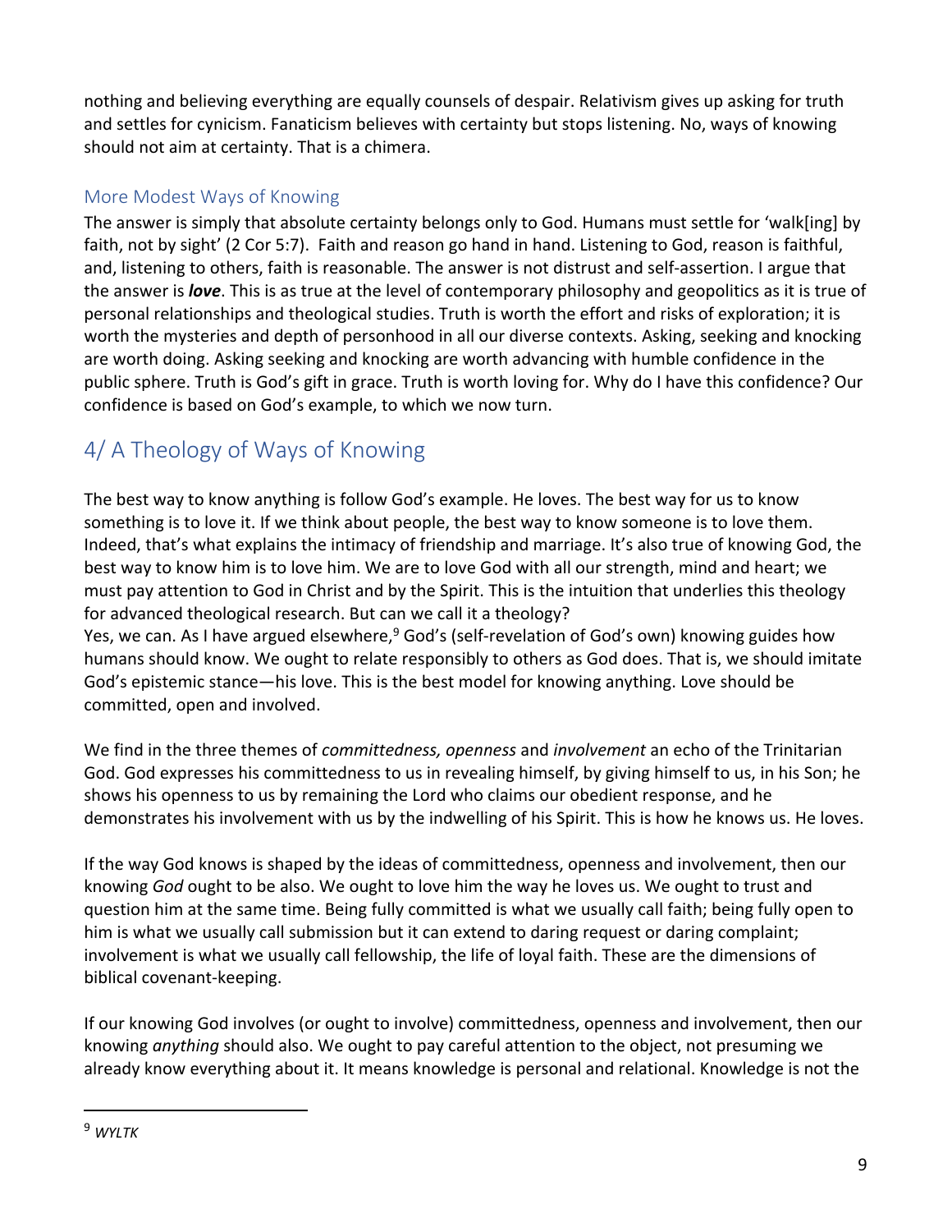nothing and believing everything are equally counsels of despair. Relativism gives up asking for truth and settles for cynicism. Fanaticism believes with certainty but stops listening. No, ways of knowing should not aim at certainty. That is a chimera.

### More Modest Ways of Knowing

The answer is simply that absolute certainty belongs only to God. Humans must settle for 'walk[ing] by faith, not by sight' (2 Cor 5:7). Faith and reason go hand in hand. Listening to God, reason is faithful, and, listening to others, faith is reasonable. The answer is not distrust and self-assertion. I argue that the answer is ***love***. This is as true at the level of contemporary philosophy and geopolitics as it is true of personal relationships and theological studies. Truth is worth the effort and risks of exploration; it is worth the mysteries and depth of personhood in all our diverse contexts. Asking, seeking and knocking are worth doing. Asking seeking and knocking are worth advancing with humble confidence in the public sphere. Truth is God's gift in grace. Truth is worth loving for. Why do I have this confidence? Our confidence is based on God's example, to which we now turn.

## 4/ A Theology of Ways of Knowing

The best way to know anything is follow God's example. He loves. The best way for us to know something is to love it. If we think about people, the best way to know someone is to love them. Indeed, that's what explains the intimacy of friendship and marriage. It's also true of knowing God, the best way to know him is to love him. We are to love God with all our strength, mind and heart; we must pay attention to God in Christ and by the Spirit. This is the intuition that underlies this theology for advanced theological research. But can we call it a theology?

Yes, we can. As I have argued elsewhere,[9] God's (self-revelation of God's own) knowing guides how humans should know. We ought to relate responsibly to others as God does. That is, we should imitate God's epistemic stance—his love. This is the best model for knowing anything. Love should be committed, open and involved.

We find in the three themes of *committedness, openness* and *involvement* an echo of the Trinitarian God. God expresses his committedness to us in revealing himself, by giving himself to us, in his Son; he shows his openness to us by remaining the Lord who claims our obedient response, and he demonstrates his involvement with us by the indwelling of his Spirit. This is how he knows us. He loves.

If the way God knows is shaped by the ideas of committedness, openness and involvement, then our knowing *God* ought to be also. We ought to love him the way he loves us. We ought to trust and question him at the same time. Being fully committed is what we usually call faith; being fully open to him is what we usually call submission but it can extend to daring request or daring complaint; involvement is what we usually call fellowship, the life of loyal faith. These are the dimensions of biblical covenant-keeping.

If our knowing God involves (or ought to involve) committedness, openness and involvement, then our knowing *anything* should also. We ought to pay careful attention to the object, not presuming we already know everything about it. It means knowledge is personal and relational. Knowledge is not the

---

[9] *WYLTK*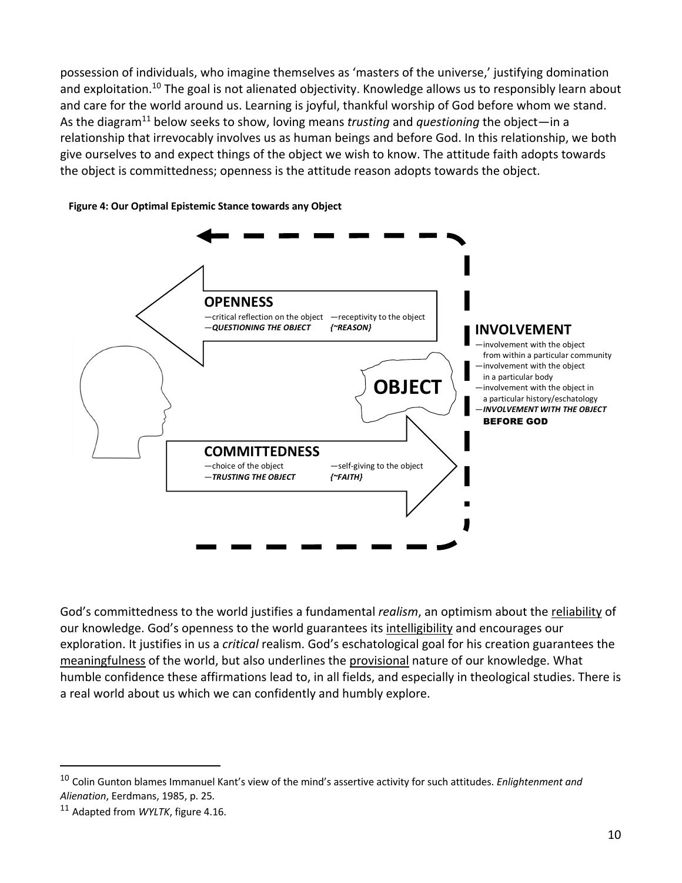possession of individuals, who imagine themselves as 'masters of the universe,' justifying domination and exploitation.[10] The goal is not alienated objectivity. Knowledge allows us to responsibly learn about and care for the world around us. Learning is joyful, thankful worship of God before whom we stand. As the diagram[11] below seeks to show, loving means *trusting* and *questioning* the object—in a relationship that irrevocably involves us as human beings and before God. In this relationship, we both give ourselves to and expect things of the object we wish to know. The attitude faith adopts towards the object is committedness; openness is the attitude reason adopts towards the object.

**Figure 4: Our Optimal Epistemic Stance towards any Object**

**OPENNESS**
—critical reflection on the object —receptivity to the object
—***QUESTIONING THE OBJECT*** ***{~REASON}***

**OBJECT**

**COMMITTEDNESS**
—choice of the object —self-giving to the object
—***TRUSTING THE OBJECT*** ***{~FAITH}***

**INVOLVEMENT**
—involvement with the object from within a particular community
—involvement with the object in a particular body
—involvement with the object in a particular history/eschatology
—***INVOLVEMENT WITH THE OBJECT*** **BEFORE GOD**

God's committedness to the world justifies a fundamental *realism*, an optimism about the reliability of our knowledge. God's openness to the world guarantees its intelligibility and encourages our exploration. It justifies in us a *critical* realism. God's eschatological goal for his creation guarantees the meaningfulness of the world, but also underlines the provisional nature of our knowledge. What humble confidence these affirmations lead to, in all fields, and especially in theological studies. There is a real world about us which we can confidently and humbly explore.

---

[10] Colin Gunton blames Immanuel Kant's view of the mind's assertive activity for such attitudes. *Enlightenment and Alienation*, Eerdmans, 1985, p. 25.

[11] Adapted from *WYLTK*, figure 4.16.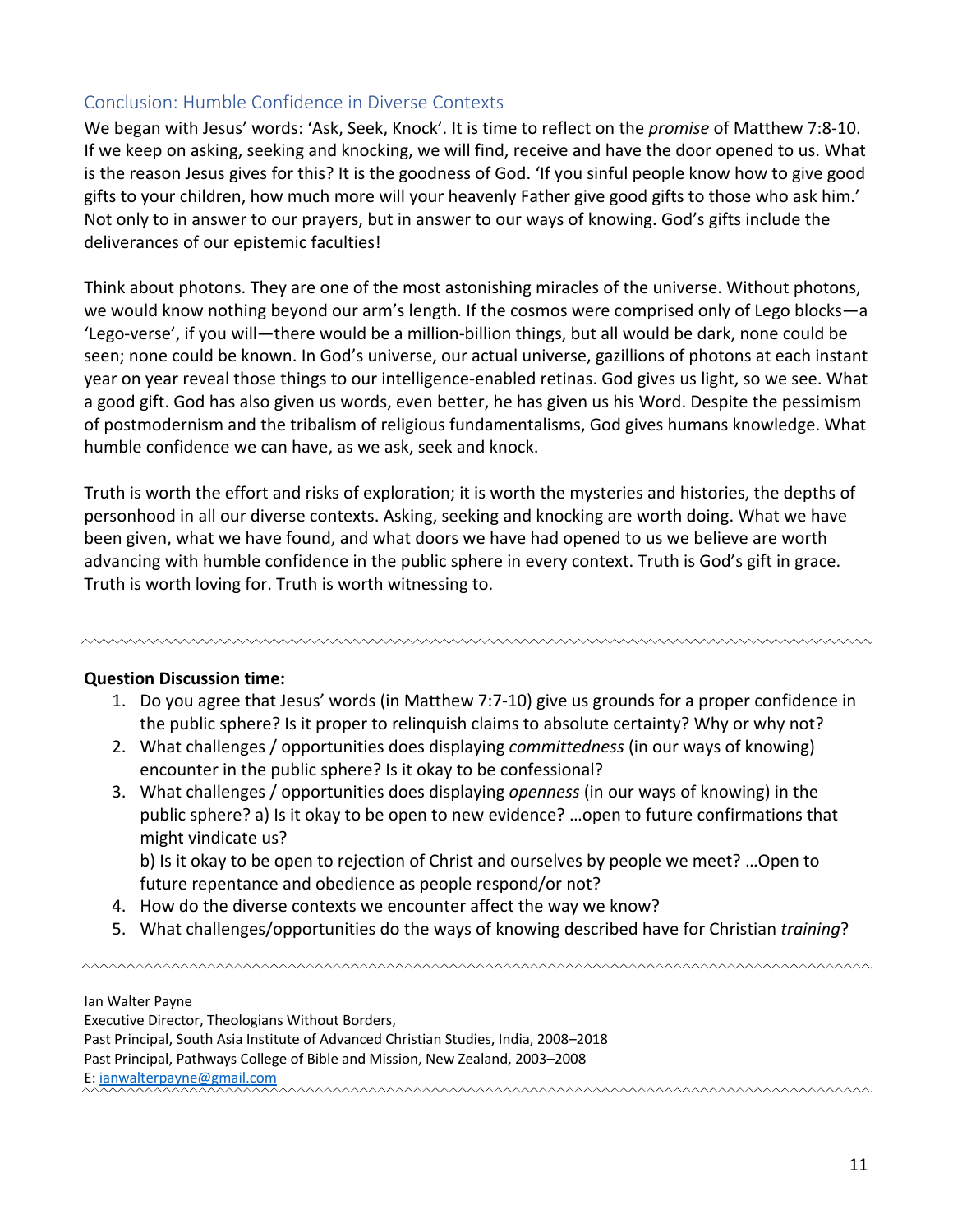## Conclusion: Humble Confidence in Diverse Contexts

We began with Jesus' words: 'Ask, Seek, Knock'. It is time to reflect on the *promise* of Matthew 7:8-10. If we keep on asking, seeking and knocking, we will find, receive and have the door opened to us. What is the reason Jesus gives for this? It is the goodness of God. 'If you sinful people know how to give good gifts to your children, how much more will your heavenly Father give good gifts to those who ask him.' Not only to in answer to our prayers, but in answer to our ways of knowing. God's gifts include the deliverances of our epistemic faculties!

Think about photons. They are one of the most astonishing miracles of the universe. Without photons, we would know nothing beyond our arm's length. If the cosmos were comprised only of Lego blocks—a 'Lego-verse', if you will—there would be a million-billion things, but all would be dark, none could be seen; none could be known. In God's universe, our actual universe, gazillions of photons at each instant year on year reveal those things to our intelligence-enabled retinas. God gives us light, so we see. What a good gift. God has also given us words, even better, he has given us his Word. Despite the pessimism of postmodernism and the tribalism of religious fundamentalisms, God gives humans knowledge. What humble confidence we can have, as we ask, seek and knock.

Truth is worth the effort and risks of exploration; it is worth the mysteries and histories, the depths of personhood in all our diverse contexts. Asking, seeking and knocking are worth doing. What we have been given, what we have found, and what doors we have had opened to us we believe are worth advancing with humble confidence in the public sphere in every context. Truth is God's gift in grace. Truth is worth loving for. Truth is worth witnessing to.

---

**Question Discussion time:**

1. Do you agree that Jesus' words (in Matthew 7:7-10) give us grounds for a proper confidence in the public sphere? Is it proper to relinquish claims to absolute certainty? Why or why not?
2. What challenges / opportunities does displaying *committedness* (in our ways of knowing) encounter in the public sphere? Is it okay to be confessional?
3. What challenges / opportunities does displaying *openness* (in our ways of knowing) in the public sphere? a) Is it okay to be open to new evidence? …open to future confirmations that might vindicate us?

   b) Is it okay to be open to rejection of Christ and ourselves by people we meet? …Open to future repentance and obedience as people respond/or not?
4. How do the diverse contexts we encounter affect the way we know?
5. What challenges/opportunities do the ways of knowing described have for Christian *training*?

---

Ian Walter Payne  
Executive Director, Theologians Without Borders,  
Past Principal, South Asia Institute of Advanced Christian Studies, India, 2008–2018  
Past Principal, Pathways College of Bible and Mission, New Zealand, 2003–2008  
E: ianwalterpayne@gmail.com